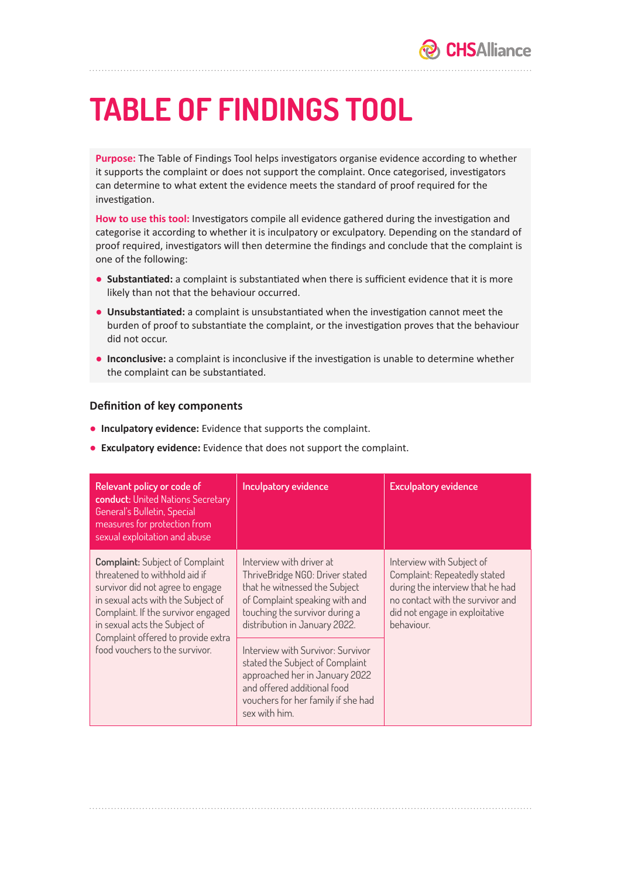# TABLE OF FINDINGS TOOL

**Purpose:** The Table of Findings Tool helps investigators organise evidence according to whether it supports the complaint or does not support the complaint. Once categorised, investigators can determine to what extent the evidence meets the standard of proof required for the investigation.

**How to use this tool:** Investigators compile all evidence gathered during the investigation and categorise it according to whether it is inculpatory or exculpatory. Depending on the standard of proof required, investigators will then determine the findings and conclude that the complaint is one of the following:

- **Substantiated:** a complaint is substantiated when there is sufficient evidence that it is more likely than not that the behaviour occurred.
- **Unsubstantiated:** a complaint is unsubstantiated when the investigation cannot meet the burden of proof to substantiate the complaint, or the investigation proves that the behaviour did not occur.
- **Inconclusive:** a complaint is inconclusive if the investigation is unable to determine whether the complaint can be substantiated.

### Definition of key components

- **Inculpatory evidence:** Evidence that supports the complaint.
- **Exculpatory evidence:** Evidence that does not support the complaint.

| **Relevant policy or code of conduct**: United Nations Secretary General's Bulletin, Special measures for protection from sexual exploitation and abuse | **Inculpatory evidence** | **Exculpatory evidence** |
|---|---|---|
| **Complaint**: Subject of Complaint threatened to withhold aid if survivor did not agree to engage in sexual acts with the Subject of Complaint. If the survivor engaged in sexual acts the Subject of Complaint offered to provide extra food vouchers to the survivor. | Interview with driver at ThriveBridge NGO: Driver stated that he witnessed the Subject of Complaint speaking with and touching the survivor during a distribution in January 2022. | Interview with Subject of Complaint: Repeatedly stated during the interview that he had no contact with the survivor and did not engage in exploitative behaviour. |
| | Interview with Survivor: Survivor stated the Subject of Complaint approached her in January 2022 and offered additional food vouchers for her family if she had sex with him. | |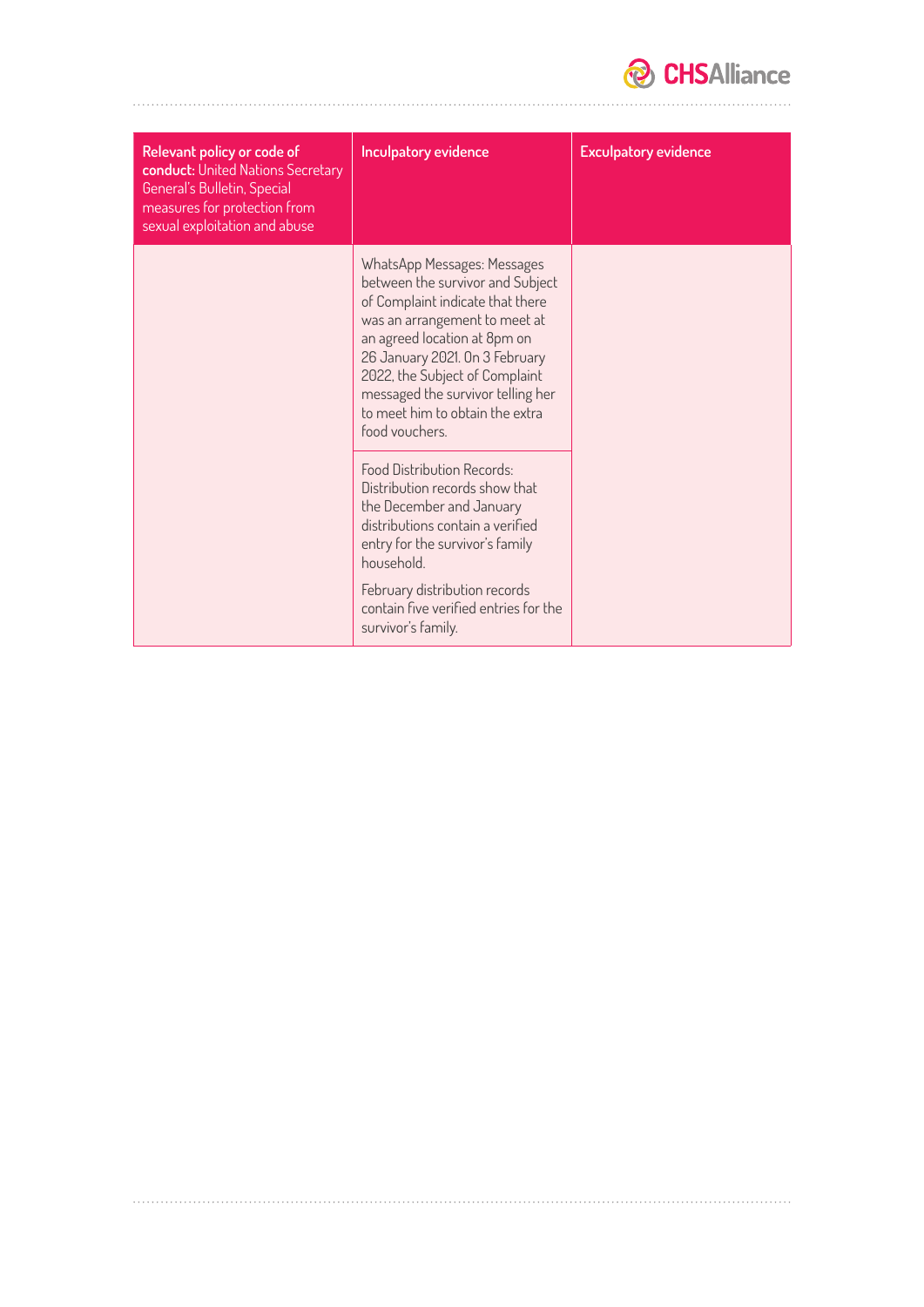| **Relevant policy or code of conduct:** United Nations Secretary General's Bulletin, Special measures for protection from sexual exploitation and abuse | Inculpatory evidence | Exculpatory evidence |
|---|---|---|
| | WhatsApp Messages: Messages between the survivor and Subject of Complaint indicate that there was an arrangement to meet at an agreed location at 8pm on 26 January 2021. On 3 February 2022, the Subject of Complaint messaged the survivor telling her to meet him to obtain the extra food vouchers. | |
| | Food Distribution Records: Distribution records show that the December and January distributions contain a verified entry for the survivor's family household.<br><br>February distribution records contain five verified entries for the survivor's family. | |